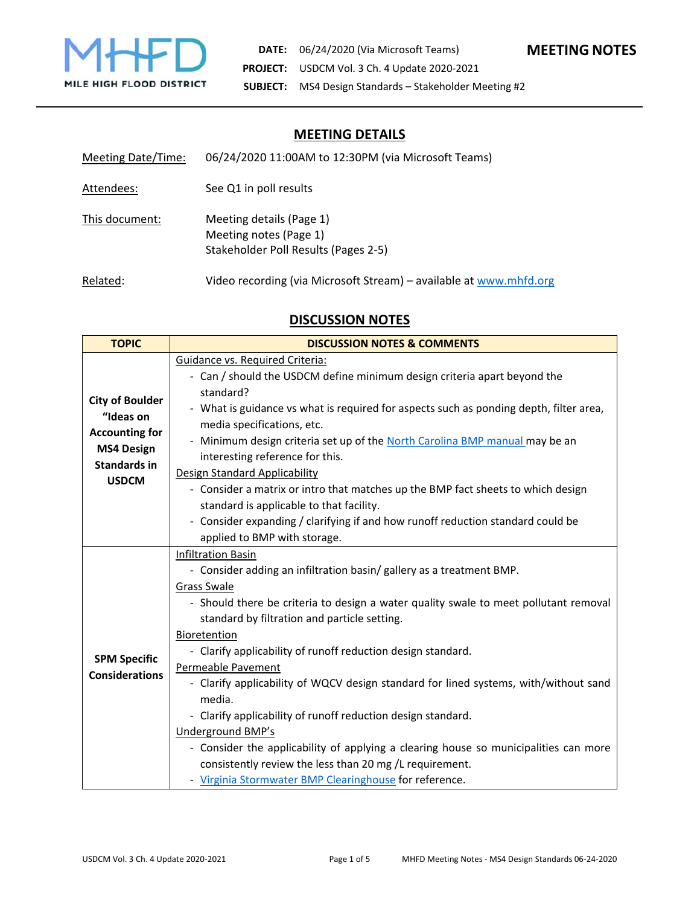**DATE:** 06/24/2020 (Via Microsoft Teams)
**PROJECT:** USDCM Vol. 3 Ch. 4 Update 2020-2021
**SUBJECT:** MS4 Design Standards – Stakeholder Meeting #2

# MEETING NOTES

## MEETING DETAILS

Meeting Date/Time: 06/24/2020 11:00AM to 12:30PM (via Microsoft Teams)

Attendees: See Q1 in poll results

This document: Meeting details (Page 1)
Meeting notes (Page 1)
Stakeholder Poll Results (Pages 2-5)

Related: Video recording (via Microsoft Stream) – available at [www.mhfd.org](www.mhfd.org)

## DISCUSSION NOTES

| TOPIC | DISCUSSION NOTES & COMMENTS |
|---|---|
| **City of Boulder "Ideas on Accounting for MS4 Design Standards in USDCM** | Guidance vs. Required Criteria:<br>- Can / should the USDCM define minimum design criteria apart beyond the standard?<br>- What is guidance vs what is required for aspects such as ponding depth, filter area, media specifications, etc.<br>- Minimum design criteria set up of the North Carolina BMP manual may be an interesting reference for this.<br>Design Standard Applicability<br>- Consider a matrix or intro that matches up the BMP fact sheets to which design standard is applicable to that facility.<br>- Consider expanding / clarifying if and how runoff reduction standard could be applied to BMP with storage. |
| **SPM Specific Considerations** | Infiltration Basin<br>- Consider adding an infiltration basin/ gallery as a treatment BMP.<br>Grass Swale<br>- Should there be criteria to design a water quality swale to meet pollutant removal standard by filtration and particle setting.<br>Bioretention<br>- Clarify applicability of runoff reduction design standard.<br>Permeable Pavement<br>- Clarify applicability of WQCV design standard for lined systems, with/without sand media.<br>- Clarify applicability of runoff reduction design standard.<br>Underground BMP's<br>- Consider the applicability of applying a clearing house so municipalities can more consistently review the less than 20 mg /L requirement.<br>- Virginia Stormwater BMP Clearinghouse for reference. |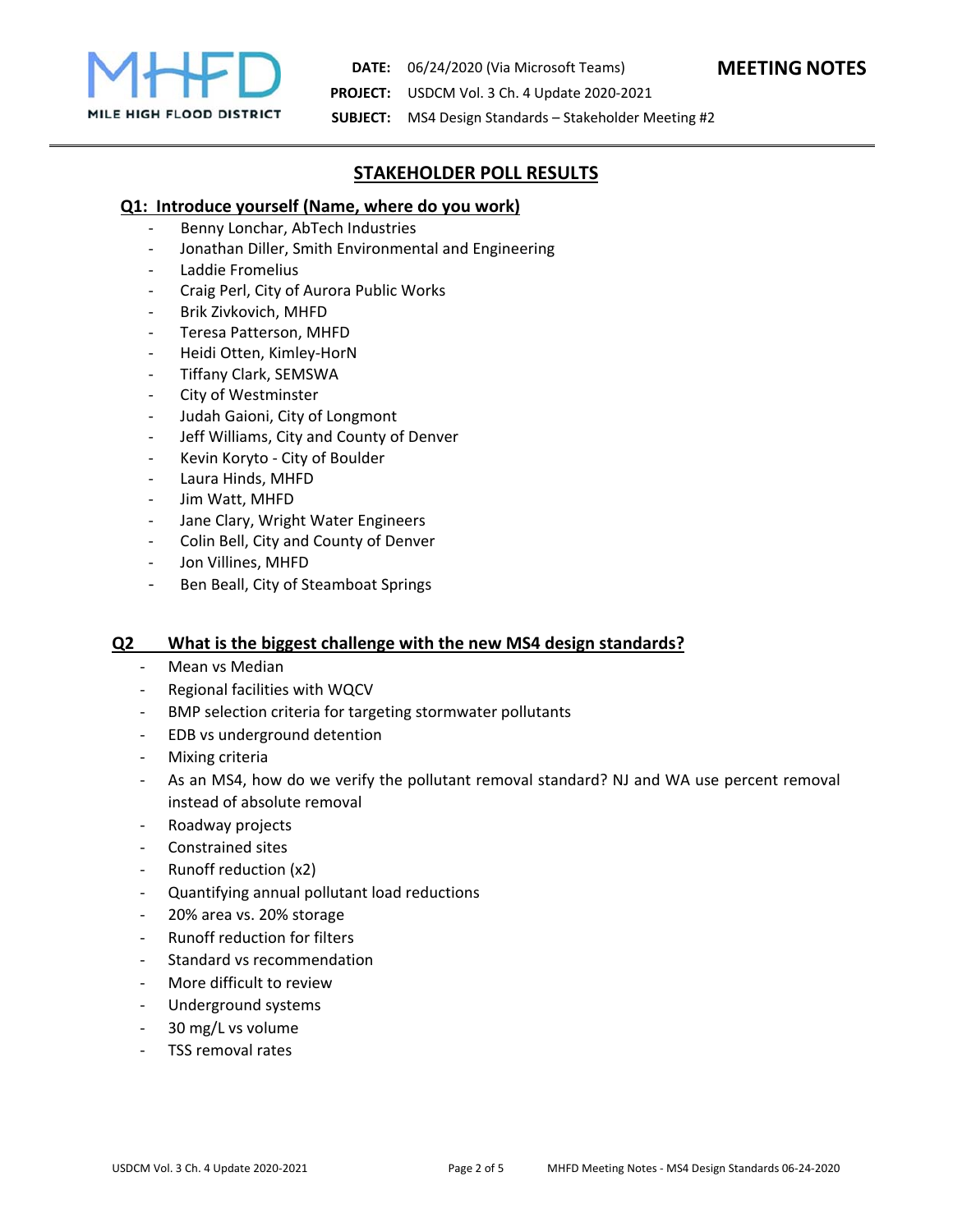**DATE:** 06/24/2020 (Via Microsoft Teams)

**PROJECT:** USDCM Vol. 3 Ch. 4 Update 2020-2021

**SUBJECT:** MS4 Design Standards – Stakeholder Meeting #2

**MEETING NOTES**

## STAKEHOLDER POLL RESULTS

### Q1: Introduce yourself (Name, where do you work)

- Benny Lonchar, AbTech Industries
- Jonathan Diller, Smith Environmental and Engineering
- Laddie Fromelius
- Craig Perl, City of Aurora Public Works
- Brik Zivkovich, MHFD
- Teresa Patterson, MHFD
- Heidi Otten, Kimley-HorN
- Tiffany Clark, SEMSWA
- City of Westminster
- Judah Gaioni, City of Longmont
- Jeff Williams, City and County of Denver
- Kevin Koryto - City of Boulder
- Laura Hinds, MHFD
- Jim Watt, MHFD
- Jane Clary, Wright Water Engineers
- Colin Bell, City and County of Denver
- Jon Villines, MHFD
- Ben Beall, City of Steamboat Springs

### Q2 What is the biggest challenge with the new MS4 design standards?

- Mean vs Median
- Regional facilities with WQCV
- BMP selection criteria for targeting stormwater pollutants
- EDB vs underground detention
- Mixing criteria
- As an MS4, how do we verify the pollutant removal standard? NJ and WA use percent removal instead of absolute removal
- Roadway projects
- Constrained sites
- Runoff reduction (x2)
- Quantifying annual pollutant load reductions
- 20% area vs. 20% storage
- Runoff reduction for filters
- Standard vs recommendation
- More difficult to review
- Underground systems
- 30 mg/L vs volume
- TSS removal rates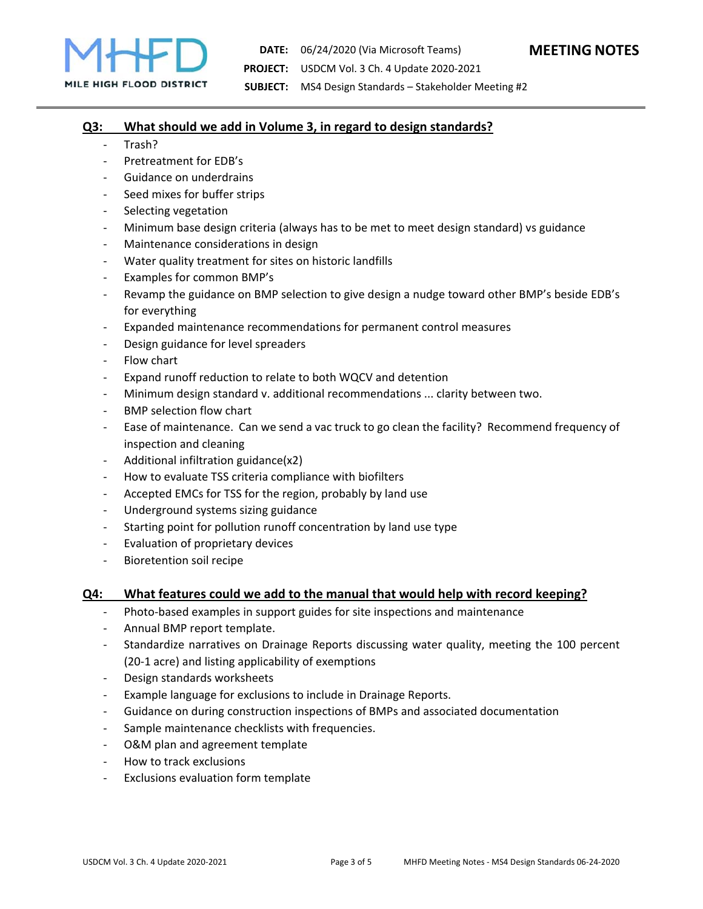## Q3: What should we add in Volume 3, in regard to design standards?

- Trash?
- Pretreatment for EDB's
- Guidance on underdrains
- Seed mixes for buffer strips
- Selecting vegetation
- Minimum base design criteria (always has to be met to meet design standard) vs guidance
- Maintenance considerations in design
- Water quality treatment for sites on historic landfills
- Examples for common BMP's
- Revamp the guidance on BMP selection to give design a nudge toward other BMP's beside EDB's for everything
- Expanded maintenance recommendations for permanent control measures
- Design guidance for level spreaders
- Flow chart
- Expand runoff reduction to relate to both WQCV and detention
- Minimum design standard v. additional recommendations ... clarity between two.
- BMP selection flow chart
- Ease of maintenance. Can we send a vac truck to go clean the facility? Recommend frequency of inspection and cleaning
- Additional infiltration guidance(x2)
- How to evaluate TSS criteria compliance with biofilters
- Accepted EMCs for TSS for the region, probably by land use
- Underground systems sizing guidance
- Starting point for pollution runoff concentration by land use type
- Evaluation of proprietary devices
- Bioretention soil recipe

## Q4: What features could we add to the manual that would help with record keeping?

- Photo-based examples in support guides for site inspections and maintenance
- Annual BMP report template.
- Standardize narratives on Drainage Reports discussing water quality, meeting the 100 percent (20-1 acre) and listing applicability of exemptions
- Design standards worksheets
- Example language for exclusions to include in Drainage Reports.
- Guidance on during construction inspections of BMPs and associated documentation
- Sample maintenance checklists with frequencies.
- O&M plan and agreement template
- How to track exclusions
- Exclusions evaluation form template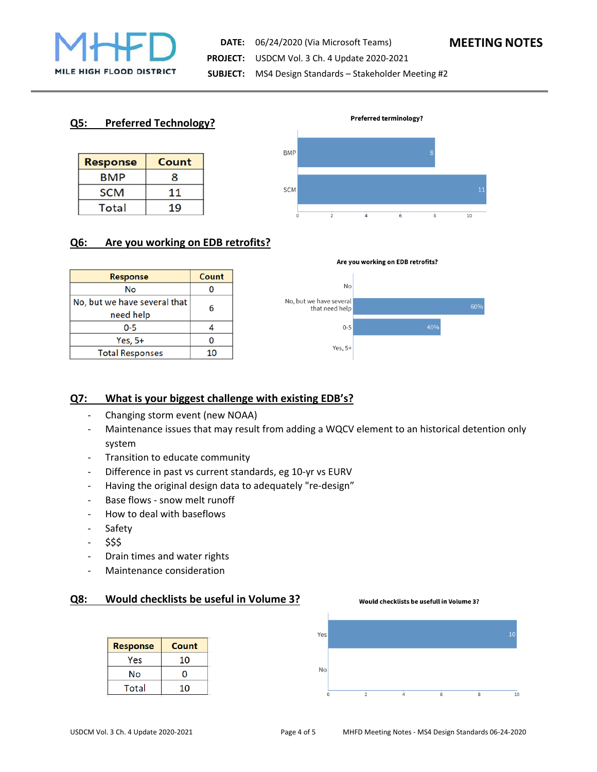## Q5: Preferred Technology?

| Response | Count |
|---|---|
| BMP | 8 |
| SCM | 11 |
| Total | 19 |

**Preferred terminology?**

| Response | Count |
|---|---|
| BMP | 8 |
| SCM | 11 |

## Q6: Are you working on EDB retrofits?

| Response | Count |
|---|---|
| No | 0 |
| No, but we have several that need help | 6 |
| 0-5 | 4 |
| Yes, 5+ | 0 |
| Total Responses | 10 |

**Are you working on EDB retrofits?**

| Response | Percent |
|---|---|
| No | |
| No, but we have several that need help | 60% |
| 0-5 | 40% |
| Yes, 5+ | |

## Q7: What is your biggest challenge with existing EDB's?

- Changing storm event (new NOAA)
- Maintenance issues that may result from adding a WQCV element to an historical detention only system
- Transition to educate community
- Difference in past vs current standards, eg 10-yr vs EURV
- Having the original design data to adequately "re-design"
- Base flows - snow melt runoff
- How to deal with baseflows
- Safety
- $$$
- Drain times and water rights
- Maintenance consideration

## Q8: Would checklists be useful in Volume 3?

| Response | Count |
|---|---|
| Yes | 10 |
| No | 0 |
| Total | 10 |

**Would checklists be usefull in Volume 3?**

| Response | Count |
|---|---|
| Yes | 10 |
| No | |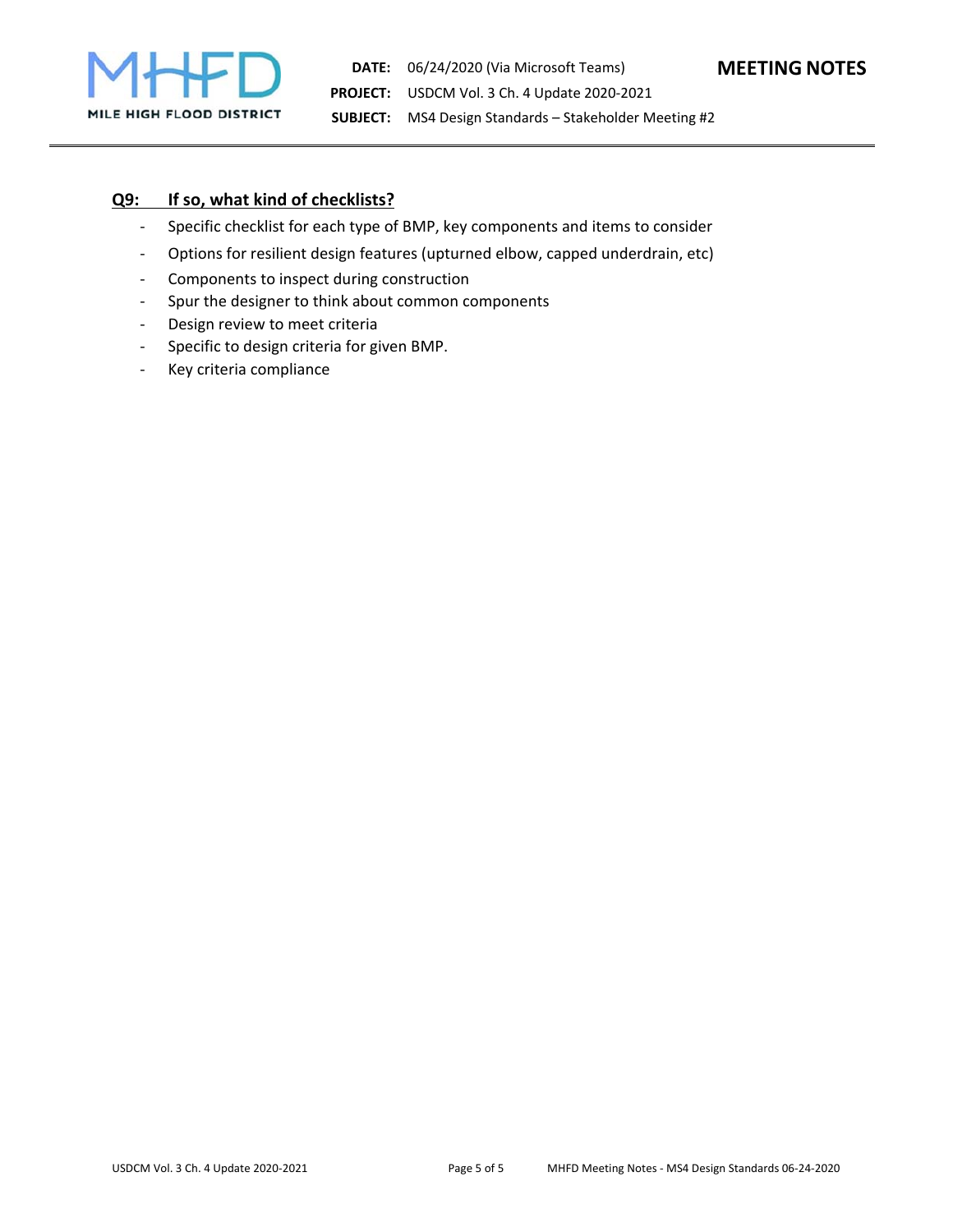## Q9: If so, what kind of checklists?

- Specific checklist for each type of BMP, key components and items to consider
- Options for resilient design features (upturned elbow, capped underdrain, etc)
- Components to inspect during construction
- Spur the designer to think about common components
- Design review to meet criteria
- Specific to design criteria for given BMP.
- Key criteria compliance